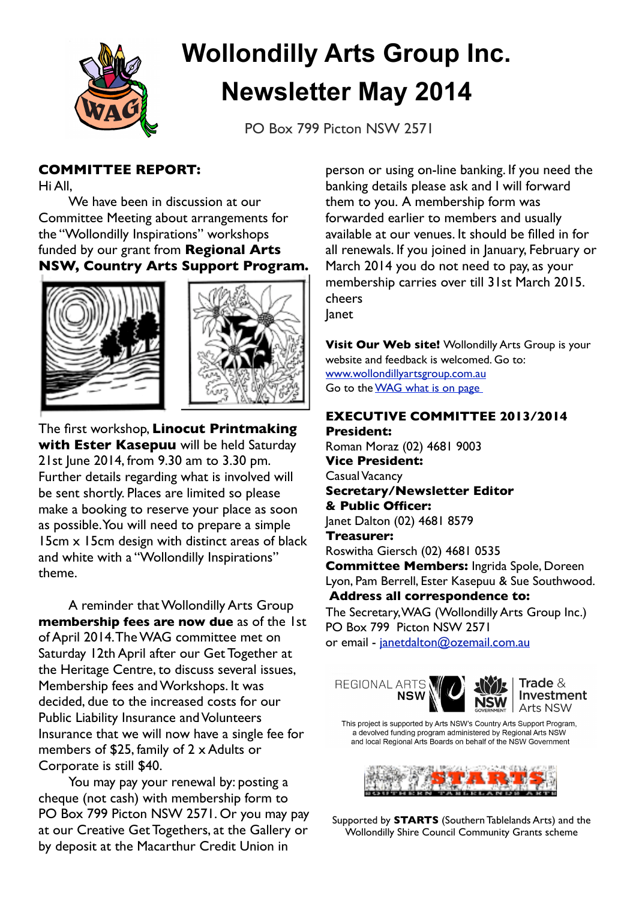# Wollondilly Arts Group Inc.

# Newsletter May 2014

PO Box 799 Picton NSW 2571

## COMMITTEE REPORT:

Hi All,

We have been in discussion at our Committee Meeting about arrangements for the "Wollondilly Inspirations" workshops funded by our grant from **Regional Arts NSW, Country Arts Support Program.**

The first workshop, **Linocut Printmaking with Ester Kasepuu** will be held Saturday 21st June 2014, from 9.30 am to 3.30 pm. Further details regarding what is involved will be sent shortly. Places are limited so please make a booking to reserve your place as soon as possible. You will need to prepare a simple 15cm x 15cm design with distinct areas of black and white with a "Wollondilly Inspirations" theme.

A reminder that Wollondilly Arts Group **membership fees are now due** as of the 1st of April 2014. The WAG committee met on Saturday 12th April after our Get Together at the Heritage Centre, to discuss several issues, Membership fees and Workshops. It was decided, due to the increased costs for our Public Liability Insurance and Volunteers Insurance that we will now have a single fee for members of $25, family of 2 x Adults or Corporate is still $40.

You may pay your renewal by: posting a cheque (not cash) with membership form to PO Box 799 Picton NSW 2571. Or you may pay at our Creative Get Togethers, at the Gallery or by deposit at the Macarthur Credit Union in person or using on-line banking. If you need the banking details please ask and I will forward them to you. A membership form was forwarded earlier to members and usually available at our venues. It should be filled in for all renewals. If you joined in January, February or March 2014 you do not need to pay, as your membership carries over till 31st March 2015.

cheers

Janet

**Visit Our Web site!** Wollondilly Arts Group is your website and feedback is welcomed. Go to: [www.wollondillyartsgroup.com.au](www.wollondillyartsgroup.com.au)

Go to the WAG what is on page

## EXECUTIVE COMMITTEE 2013/2014

**President:**
Roman Moraz (02) 4681 9003

**Vice President:**
Casual Vacancy

**Secretary/Newsletter Editor & Public Officer:**
Janet Dalton (02) 4681 8579

**Treasurer:**
Roswitha Giersch (02) 4681 0535

**Committee Members:** Ingrida Spole, Doreen Lyon, Pam Berrell, Ester Kasepuu & Sue Southwood.

**Address all correspondence to:**
The Secretary, WAG (Wollondilly Arts Group Inc.)
PO Box 799 Picton NSW 2571
or email - janetdalton@ozemail.com.au

REGIONAL ARTS NSW | NSW GOVERNMENT | Trade & Investment Arts NSW

This project is supported by Arts NSW's Country Arts Support Program, a devolved funding program administered by Regional Arts NSW and local Regional Arts Boards on behalf of the NSW Government

STARTS SOUTHERN TABLELANDS ARTS

Supported by **STARTS** (Southern Tablelands Arts) and the Wollondilly Shire Council Community Grants scheme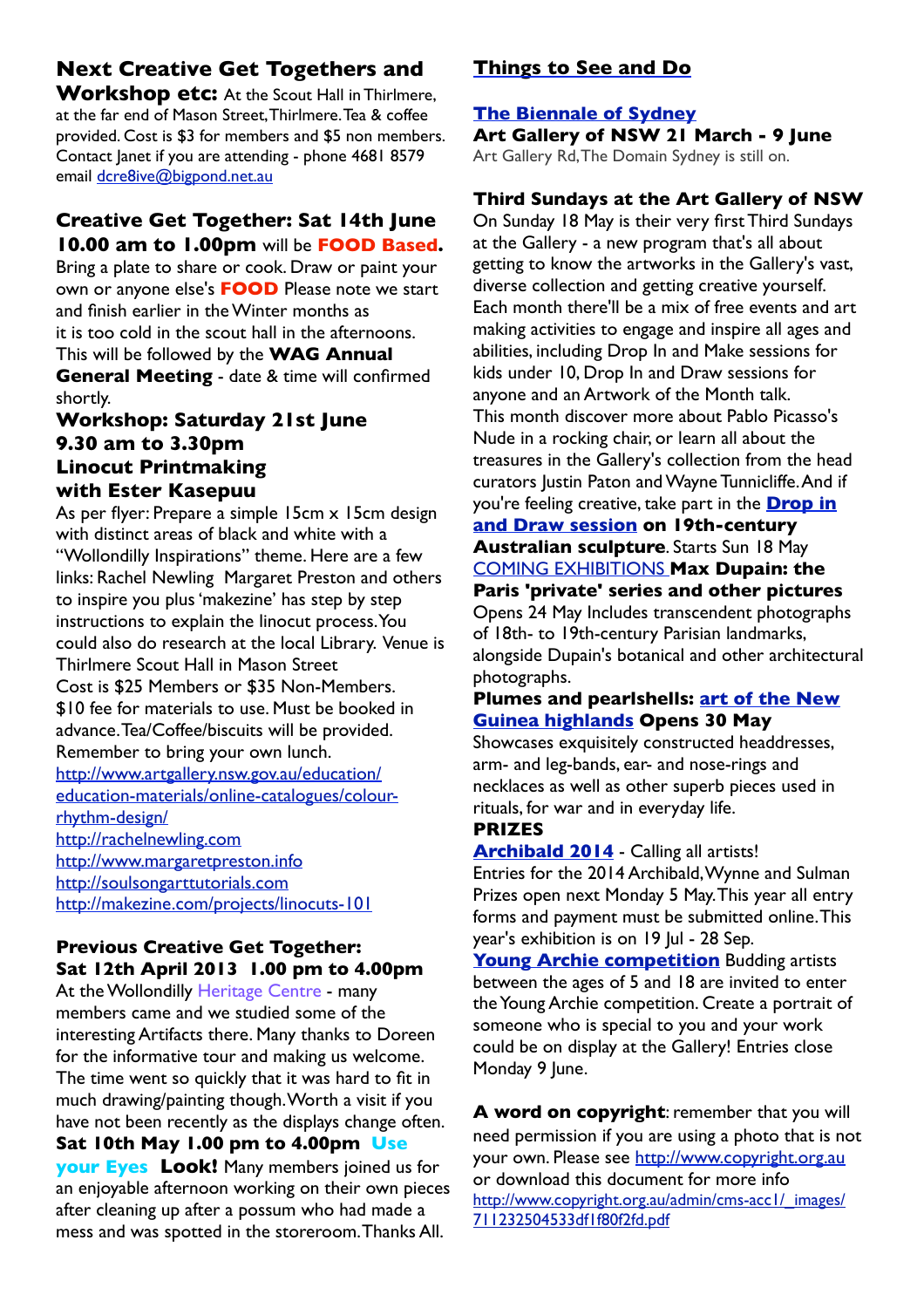## Next Creative Get Togethers and Workshop etc:

At the Scout Hall in Thirlmere, at the far end of Mason Street, Thirlmere. Tea & coffee provided. Cost is $3 for members and $5 non members. Contact Janet if you are attending - phone 4681 8579 email dcre8ive@bigpond.net.au

### Creative Get Together: Sat 14th June 10.00 am to 1.00pm will be FOOD Based.

Bring a plate to share or cook. Draw or paint your own or anyone else's **FOOD** Please note we start and finish earlier in the Winter months as it is too cold in the scout hall in the afternoons. This will be followed by the **WAG Annual General Meeting** - date & time will confirmed shortly.

### Workshop: Saturday 21st June 9.30 am to 3.30pm Linocut Printmaking with Ester Kasepuu

As per flyer: Prepare a simple 15cm x 15cm design with distinct areas of black and white with a "Wollondilly Inspirations" theme. Here are a few links: Rachel Newling Margaret Preston and others to inspire you plus 'makezine' has step by step instructions to explain the linocut process. You could also do research at the local Library. Venue is Thirlmere Scout Hall in Mason Street
Cost is $25 Members or $35 Non-Members. $10 fee for materials to use. Must be booked in advance. Tea/Coffee/biscuits will be provided. Remember to bring your own lunch.

http://www.artgallery.nsw.gov.au/education/education-materials/online-catalogues/colour-rhythm-design/
http://rachelnewling.com
http://www.margaretpreston.info
http://soulsongarttutorials.com
http://makezine.com/projects/linocuts-101

### Previous Creative Get Together: Sat 12th April 2013 1.00 pm to 4.00pm

At the Wollondilly Heritage Centre - many members came and we studied some of the interesting Artifacts there. Many thanks to Doreen for the informative tour and making us welcome. The time went so quickly that it was hard to fit in much drawing/painting though. Worth a visit if you have not been recently as the displays change often.

**Sat 10th May 1.00 pm to 4.00pm Use your Eyes Look!** Many members joined us for an enjoyable afternoon working on their own pieces after cleaning up after a possum who had made a mess and was spotted in the storeroom. Thanks All.

## Things to See and Do

### The Biennale of Sydney

**Art Gallery of NSW 21 March - 9 June**
Art Gallery Rd, The Domain Sydney is still on.

### Third Sundays at the Art Gallery of NSW

On Sunday 18 May is their very first Third Sundays at the Gallery - a new program that's all about getting to know the artworks in the Gallery's vast, diverse collection and getting creative yourself. Each month there'll be a mix of free events and art making activities to engage and inspire all ages and abilities, including Drop In and Make sessions for kids under 10, Drop In and Draw sessions for anyone and an Artwork of the Month talk.
This month discover more about Pablo Picasso's Nude in a rocking chair, or learn all about the treasures in the Gallery's collection from the head curators Justin Paton and Wayne Tunnicliffe. And if you're feeling creative, take part in the **Drop in and Draw session on 19th-century Australian sculpture**. Starts Sun 18 May

COMING EXHIBITIONS **Max Dupain: the Paris 'private' series and other pictures**
Opens 24 May Includes transcendent photographs of 18th- to 19th-century Parisian landmarks, alongside Dupain's botanical and other architectural photographs.

**Plumes and pearlshells: art of the New Guinea highlands Opens 30 May**
Showcases exquisitely constructed headdresses, arm- and leg-bands, ear- and nose-rings and necklaces as well as other superb pieces used in rituals, for war and in everyday life.

### PRIZES

**Archibald 2014** - Calling all artists!
Entries for the 2014 Archibald, Wynne and Sulman Prizes open next Monday 5 May. This year all entry forms and payment must be submitted online. This year's exhibition is on 19 Jul - 28 Sep.

**Young Archie competition** Budding artists between the ages of 5 and 18 are invited to enter the Young Archie competition. Create a portrait of someone who is special to you and your work could be on display at the Gallery! Entries close Monday 9 June.

**A word on copyright**: remember that you will need permission if you are using a photo that is not your own. Please see http://www.copyright.org.au or download this document for more info
http://www.copyright.org.au/admin/cms-acc1/_images/711232504533df1f80f2fd.pdf